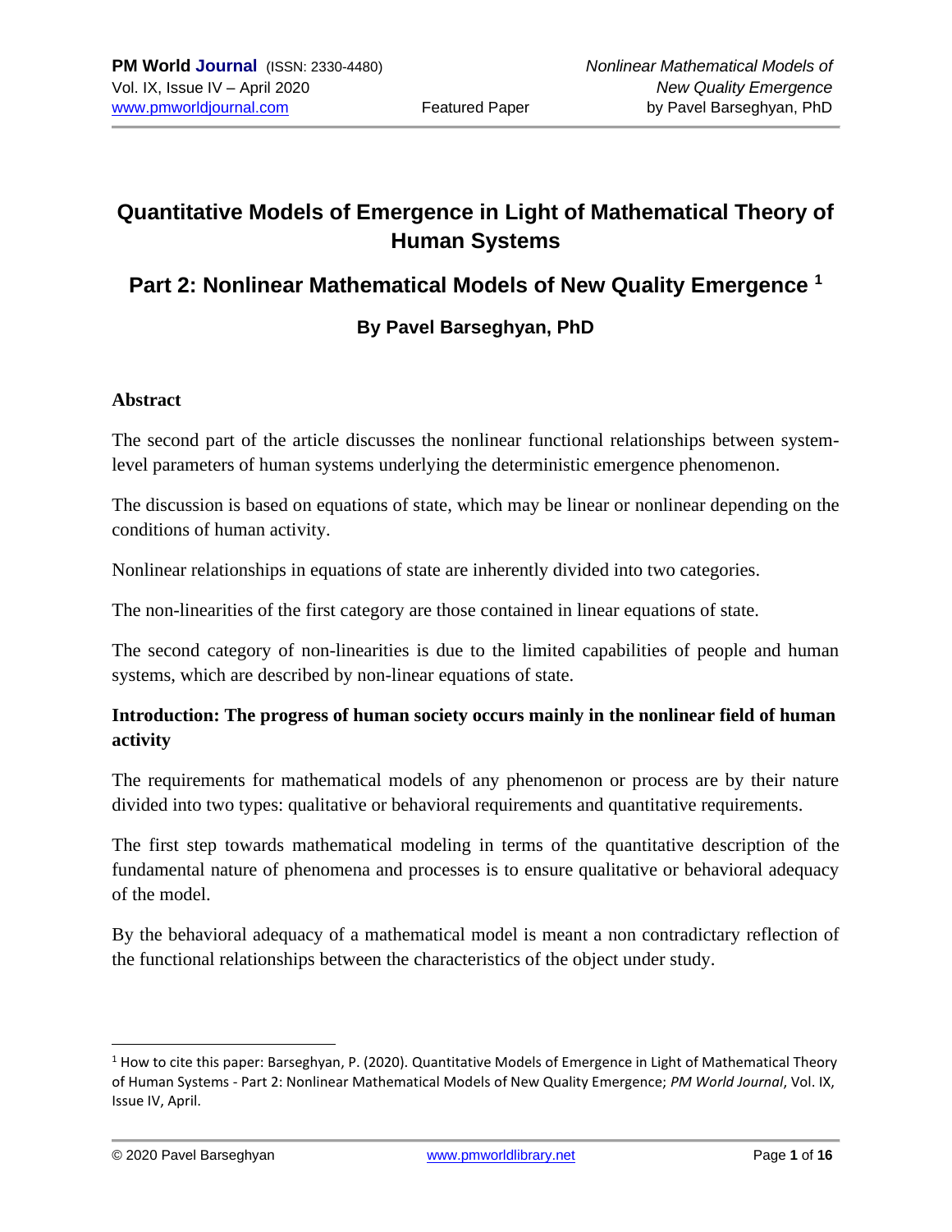# Quantitative Models of Emergence in Light of Mathematical Theory of Human Systems

## Part 2: Nonlinear Mathematical Models of New Quality Emergence [1]

### By Pavel Barseghyan, PhD

**Abstract**

The second part of the article discusses the nonlinear functional relationships between system-level parameters of human systems underlying the deterministic emergence phenomenon.

The discussion is based on equations of state, which may be linear or nonlinear depending on the conditions of human activity.

Nonlinear relationships in equations of state are inherently divided into two categories.

The non-linearities of the first category are those contained in linear equations of state.

The second category of non-linearities is due to the limited capabilities of people and human systems, which are described by non-linear equations of state.

**Introduction: The progress of human society occurs mainly in the nonlinear field of human activity**

The requirements for mathematical models of any phenomenon or process are by their nature divided into two types: qualitative or behavioral requirements and quantitative requirements.

The first step towards mathematical modeling in terms of the quantitative description of the fundamental nature of phenomena and processes is to ensure qualitative or behavioral adequacy of the model.

By the behavioral adequacy of a mathematical model is meant a non contradictary reflection of the functional relationships between the characteristics of the object under study.

---

[1] How to cite this paper: Barseghyan, P. (2020). Quantitative Models of Emergence in Light of Mathematical Theory of Human Systems - Part 2: Nonlinear Mathematical Models of New Quality Emergence; *PM World Journal*, Vol. IX, Issue IV, April.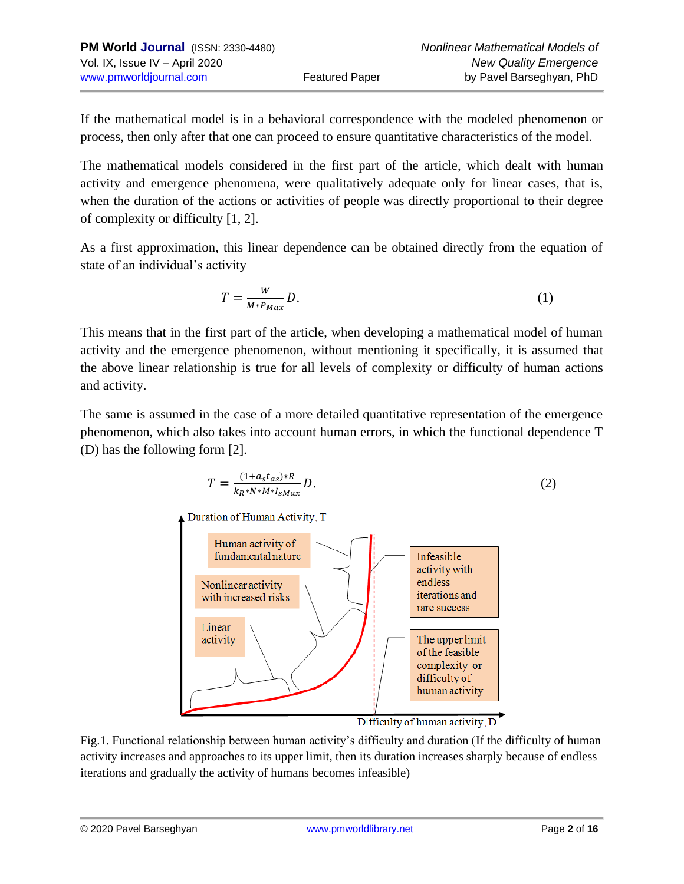If the mathematical model is in a behavioral correspondence with the modeled phenomenon or process, then only after that one can proceed to ensure quantitative characteristics of the model.

The mathematical models considered in the first part of the article, which dealt with human activity and emergence phenomena, were qualitatively adequate only for linear cases, that is, when the duration of the actions or activities of people was directly proportional to their degree of complexity or difficulty [1, 2].

As a first approximation, this linear dependence can be obtained directly from the equation of state of an individual's activity

$$T = \frac{W}{M * P_{Max}} D. \tag{1}$$

This means that in the first part of the article, when developing a mathematical model of human activity and the emergence phenomenon, without mentioning it specifically, it is assumed that the above linear relationship is true for all levels of complexity or difficulty of human actions and activity.

The same is assumed in the case of a more detailed quantitative representation of the emergence phenomenon, which also takes into account human errors, in which the functional dependence T (D) has the following form [2].

$$T = \frac{(1 + a_s t_{as}) * R}{k_R * N * M * I_{sMax}} D. \tag{2}$$

Fig.1. Functional relationship between human activity's difficulty and duration (If the difficulty of human activity increases and approaches to its upper limit, then its duration increases sharply because of endless iterations and gradually the activity of humans becomes infeasible)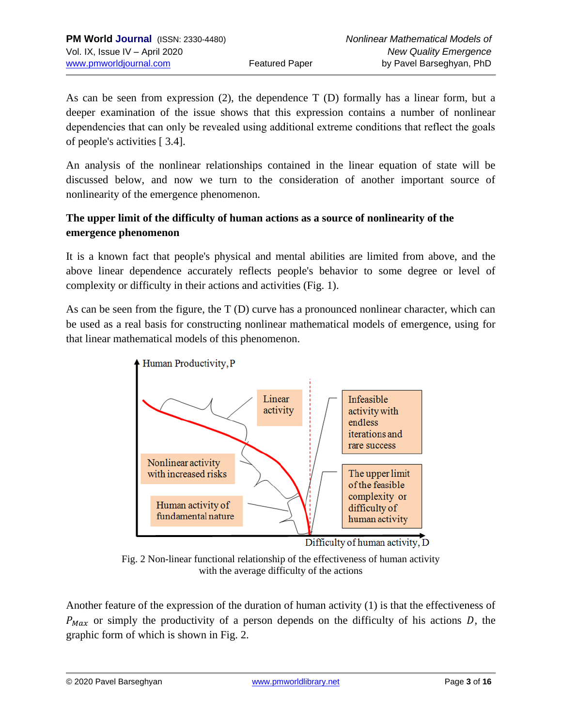As can be seen from expression (2), the dependence T (D) formally has a linear form, but a deeper examination of the issue shows that this expression contains a number of nonlinear dependencies that can only be revealed using additional extreme conditions that reflect the goals of people's activities [ 3.4].

An analysis of the nonlinear relationships contained in the linear equation of state will be discussed below, and now we turn to the consideration of another important source of nonlinearity of the emergence phenomenon.

**The upper limit of the difficulty of human actions as a source of nonlinearity of the emergence phenomenon**

It is a known fact that people's physical and mental abilities are limited from above, and the above linear dependence accurately reflects people's behavior to some degree or level of complexity or difficulty in their actions and activities (Fig. 1).

As can be seen from the figure, the T (D) curve has a pronounced nonlinear character, which can be used as a real basis for constructing nonlinear mathematical models of emergence, using for that linear mathematical models of this phenomenon.

Fig. 2 Non-linear functional relationship of the effectiveness of human activity with the average difficulty of the actions

Another feature of the expression of the duration of human activity (1) is that the effectiveness of $P_{Max}$ or simply the productivity of a person depends on the difficulty of his actions $D$, the graphic form of which is shown in Fig. 2.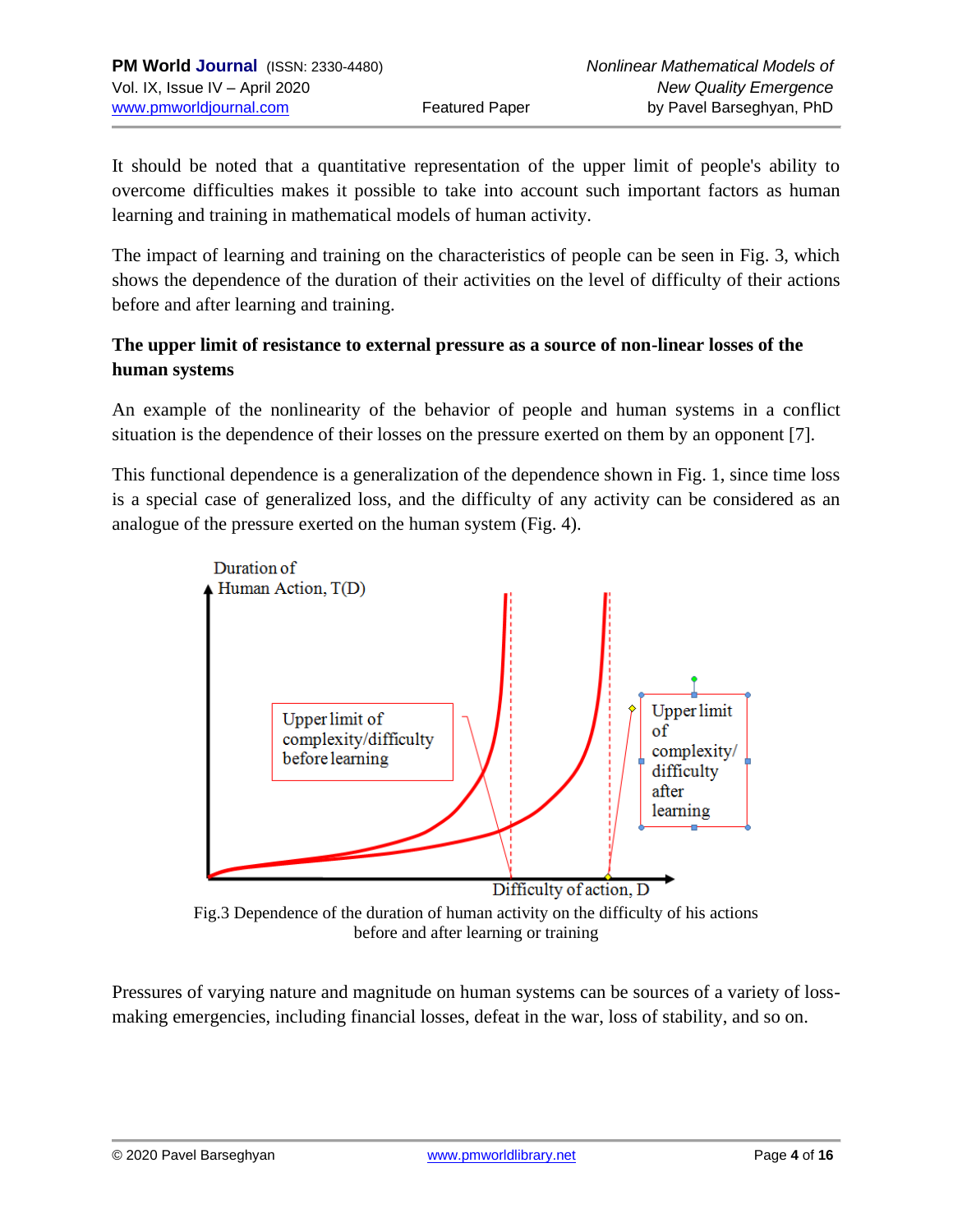It should be noted that a quantitative representation of the upper limit of people's ability to overcome difficulties makes it possible to take into account such important factors as human learning and training in mathematical models of human activity.

The impact of learning and training on the characteristics of people can be seen in Fig. 3, which shows the dependence of the duration of their activities on the level of difficulty of their actions before and after learning and training.

**The upper limit of resistance to external pressure as a source of non-linear losses of the human systems**

An example of the nonlinearity of the behavior of people and human systems in a conflict situation is the dependence of their losses on the pressure exerted on them by an opponent [7].

This functional dependence is a generalization of the dependence shown in Fig. 1, since time loss is a special case of generalized loss, and the difficulty of any activity can be considered as an analogue of the pressure exerted on the human system (Fig. 4).

Fig.3 Dependence of the duration of human activity on the difficulty of his actions before and after learning or training

Pressures of varying nature and magnitude on human systems can be sources of a variety of loss-making emergencies, including financial losses, defeat in the war, loss of stability, and so on.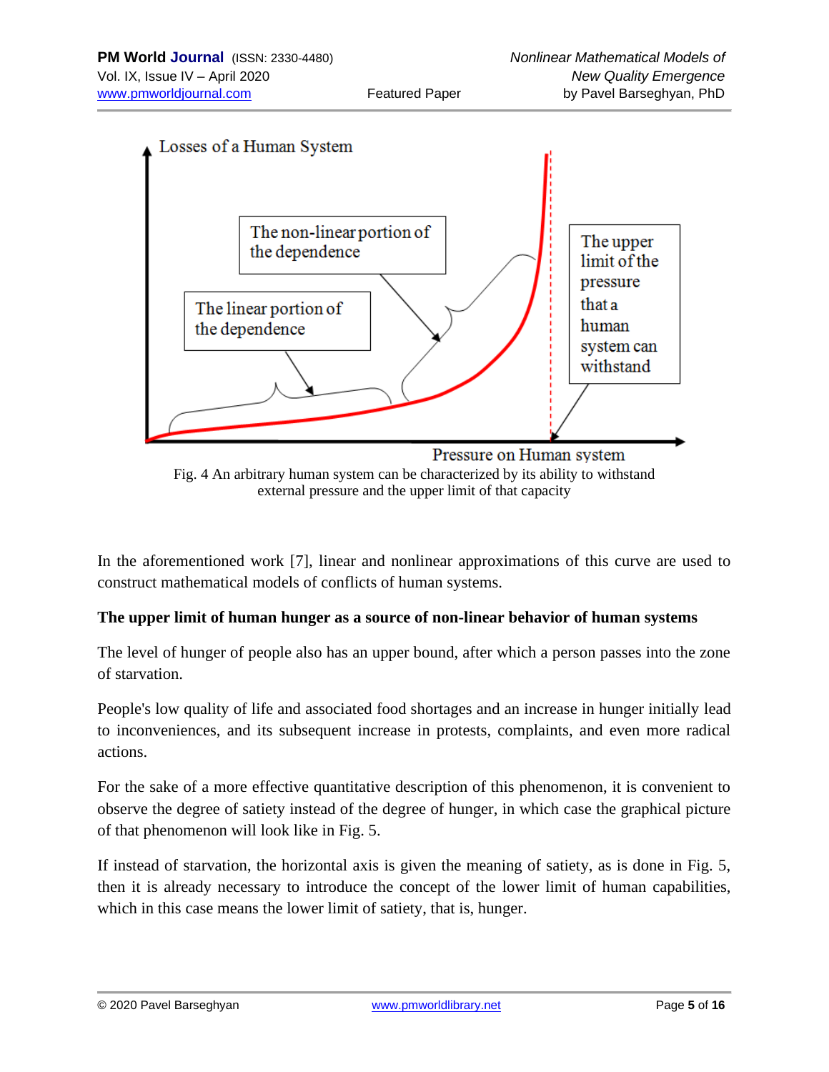Fig. 4 An arbitrary human system can be characterized by its ability to withstand external pressure and the upper limit of that capacity

In the aforementioned work [7], linear and nonlinear approximations of this curve are used to construct mathematical models of conflicts of human systems.

**The upper limit of human hunger as a source of non-linear behavior of human systems**

The level of hunger of people also has an upper bound, after which a person passes into the zone of starvation.

People's low quality of life and associated food shortages and an increase in hunger initially lead to inconveniences, and its subsequent increase in protests, complaints, and even more radical actions.

For the sake of a more effective quantitative description of this phenomenon, it is convenient to observe the degree of satiety instead of the degree of hunger, in which case the graphical picture of that phenomenon will look like in Fig. 5.

If instead of starvation, the horizontal axis is given the meaning of satiety, as is done in Fig. 5, then it is already necessary to introduce the concept of the lower limit of human capabilities, which in this case means the lower limit of satiety, that is, hunger.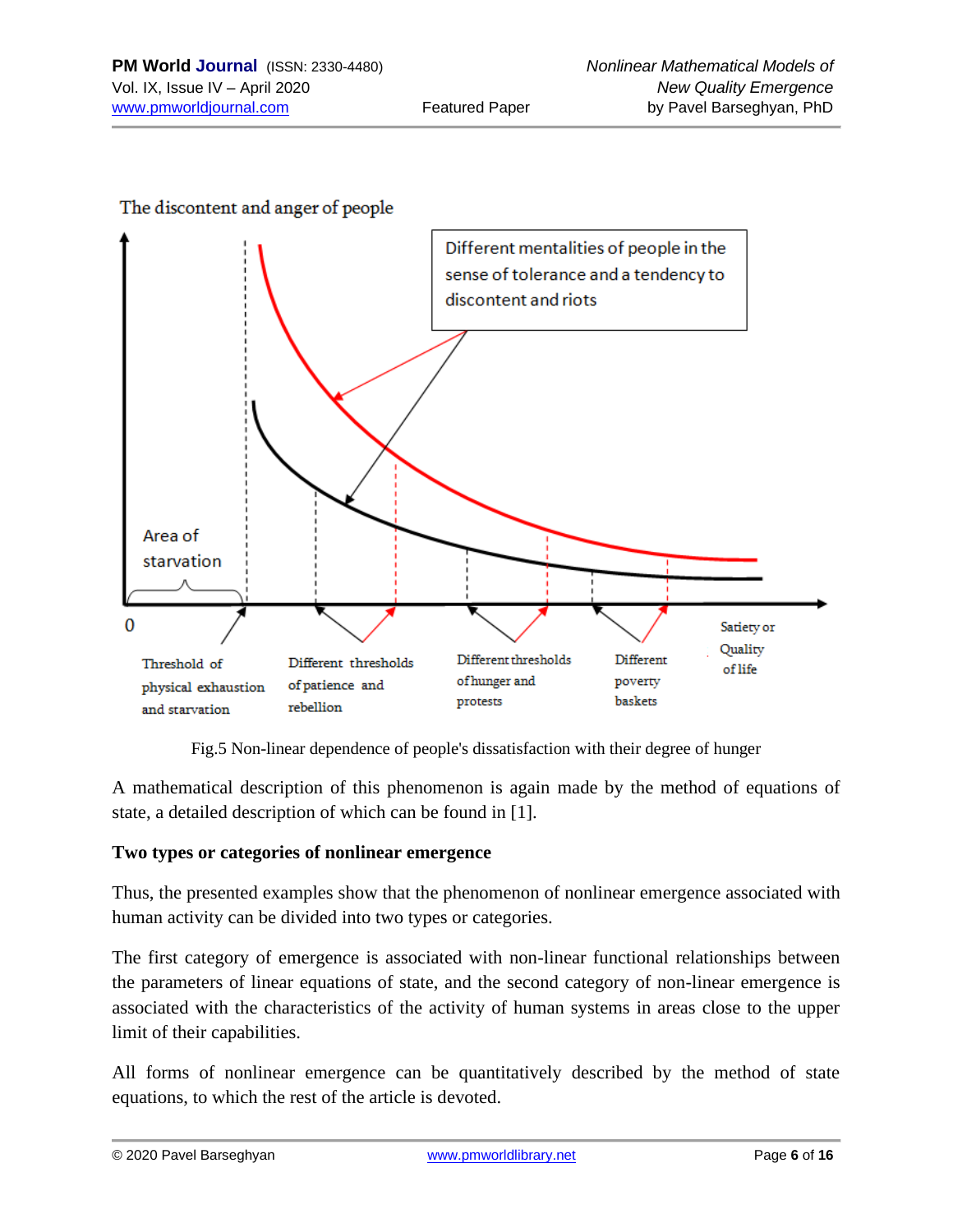The discontent and anger of people

Different mentalities of people in the sense of tolerance and a tendency to discontent and riots

Area of starvation

0

Satiety or Quality of life

Threshold of physical exhaustion and starvation

Different thresholds of patience and rebellion

Different thresholds of hunger and protests

Different poverty baskets

Fig.5 Non-linear dependence of people's dissatisfaction with their degree of hunger

A mathematical description of this phenomenon is again made by the method of equations of state, a detailed description of which can be found in [1].

**Two types or categories of nonlinear emergence**

Thus, the presented examples show that the phenomenon of nonlinear emergence associated with human activity can be divided into two types or categories.

The first category of emergence is associated with non-linear functional relationships between the parameters of linear equations of state, and the second category of non-linear emergence is associated with the characteristics of the activity of human systems in areas close to the upper limit of their capabilities.

All forms of nonlinear emergence can be quantitatively described by the method of state equations, to which the rest of the article is devoted.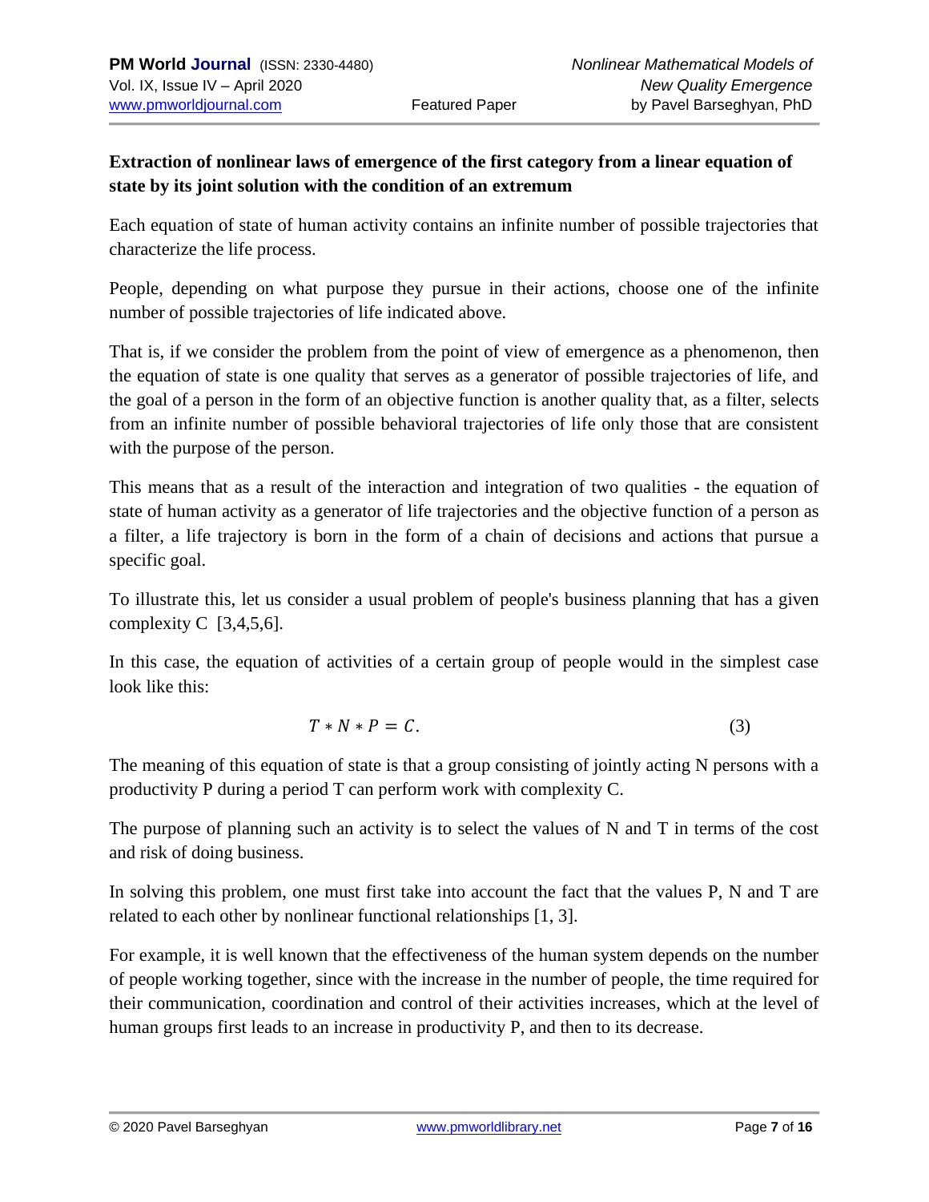**Extraction of nonlinear laws of emergence of the first category from a linear equation of state by its joint solution with the condition of an extremum**

Each equation of state of human activity contains an infinite number of possible trajectories that characterize the life process.

People, depending on what purpose they pursue in their actions, choose one of the infinite number of possible trajectories of life indicated above.

That is, if we consider the problem from the point of view of emergence as a phenomenon, then the equation of state is one quality that serves as a generator of possible trajectories of life, and the goal of a person in the form of an objective function is another quality that, as a filter, selects from an infinite number of possible behavioral trajectories of life only those that are consistent with the purpose of the person.

This means that as a result of the interaction and integration of two qualities - the equation of state of human activity as a generator of life trajectories and the objective function of a person as a filter, a life trajectory is born in the form of a chain of decisions and actions that pursue a specific goal.

To illustrate this, let us consider a usual problem of people's business planning that has a given complexity C [3,4,5,6].

In this case, the equation of activities of a certain group of people would in the simplest case look like this:

$$T * N * P = C. \tag{3}$$

The meaning of this equation of state is that a group consisting of jointly acting N persons with a productivity P during a period T can perform work with complexity C.

The purpose of planning such an activity is to select the values of N and T in terms of the cost and risk of doing business.

In solving this problem, one must first take into account the fact that the values P, N and T are related to each other by nonlinear functional relationships [1, 3].

For example, it is well known that the effectiveness of the human system depends on the number of people working together, since with the increase in the number of people, the time required for their communication, coordination and control of their activities increases, which at the level of human groups first leads to an increase in productivity P, and then to its decrease.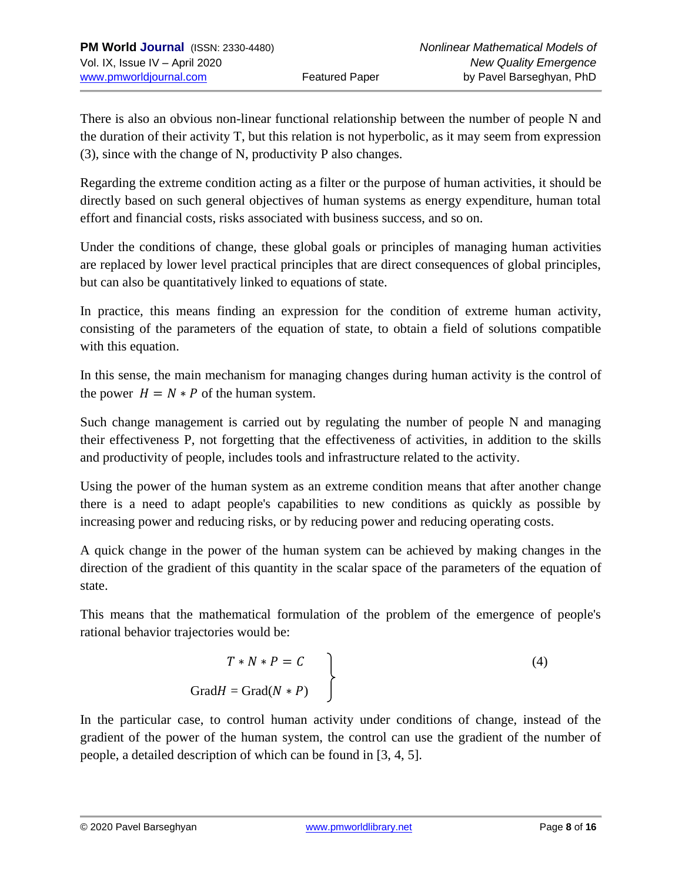There is also an obvious non-linear functional relationship between the number of people N and the duration of their activity T, but this relation is not hyperbolic, as it may seem from expression (3), since with the change of N, productivity P also changes.

Regarding the extreme condition acting as a filter or the purpose of human activities, it should be directly based on such general objectives of human systems as energy expenditure, human total effort and financial costs, risks associated with business success, and so on.

Under the conditions of change, these global goals or principles of managing human activities are replaced by lower level practical principles that are direct consequences of global principles, but can also be quantitatively linked to equations of state.

In practice, this means finding an expression for the condition of extreme human activity, consisting of the parameters of the equation of state, to obtain a field of solutions compatible with this equation.

In this sense, the main mechanism for managing changes during human activity is the control of the power $H = N * P$ of the human system.

Such change management is carried out by regulating the number of people N and managing their effectiveness P, not forgetting that the effectiveness of activities, in addition to the skills and productivity of people, includes tools and infrastructure related to the activity.

Using the power of the human system as an extreme condition means that after another change there is a need to adapt people's capabilities to new conditions as quickly as possible by increasing power and reducing risks, or by reducing power and reducing operating costs.

A quick change in the power of the human system can be achieved by making changes in the direction of the gradient of this quantity in the scalar space of the parameters of the equation of state.

This means that the mathematical formulation of the problem of the emergence of people's rational behavior trajectories would be:

$$\left.\begin{aligned} T * N * P &= C \\ \mathrm{Grad}H &= \mathrm{Grad}(N * P) \end{aligned}\right\} \qquad (4)$$

In the particular case, to control human activity under conditions of change, instead of the gradient of the power of the human system, the control can use the gradient of the number of people, a detailed description of which can be found in [3, 4, 5].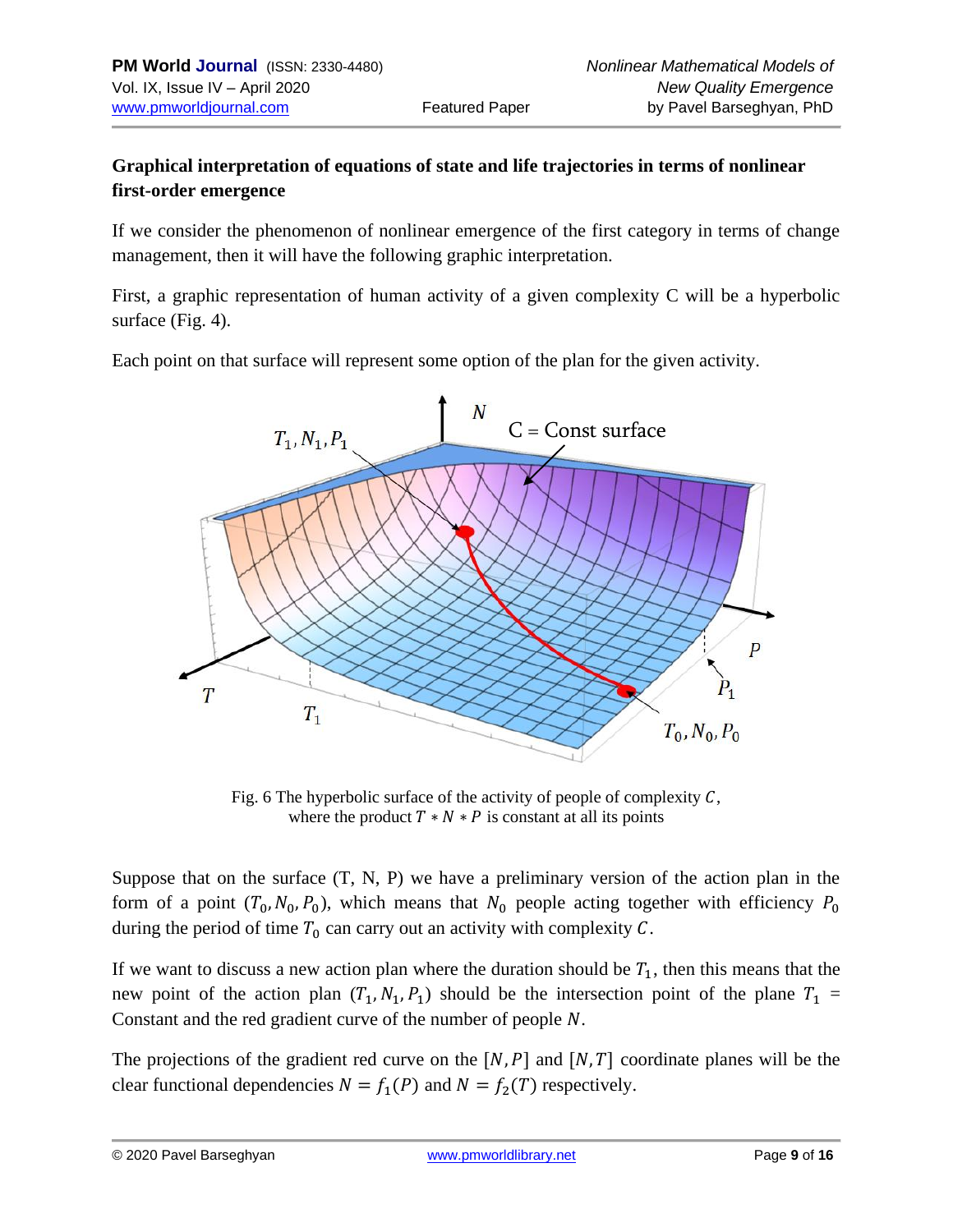**Graphical interpretation of equations of state and life trajectories in terms of nonlinear first-order emergence**

If we consider the phenomenon of nonlinear emergence of the first category in terms of change management, then it will have the following graphic interpretation.

First, a graphic representation of human activity of a given complexity C will be a hyperbolic surface (Fig. 4).

Each point on that surface will represent some option of the plan for the given activity.

Fig. 6 The hyperbolic surface of the activity of people of complexity $C$, where the product $T * N * P$ is constant at all its points

Suppose that on the surface (T, N, P) we have a preliminary version of the action plan in the form of a point $(T_0, N_0, P_0)$, which means that $N_0$ people acting together with efficiency $P_0$ during the period of time $T_0$ can carry out an activity with complexity $C$.

If we want to discuss a new action plan where the duration should be $T_1$, then this means that the new point of the action plan $(T_1, N_1, P_1)$ should be the intersection point of the plane $T_1$ = Constant and the red gradient curve of the number of people $N$.

The projections of the gradient red curve on the $[N, P]$ and $[N, T]$ coordinate planes will be the clear functional dependencies $N = f_1(P)$ and $N = f_2(T)$ respectively.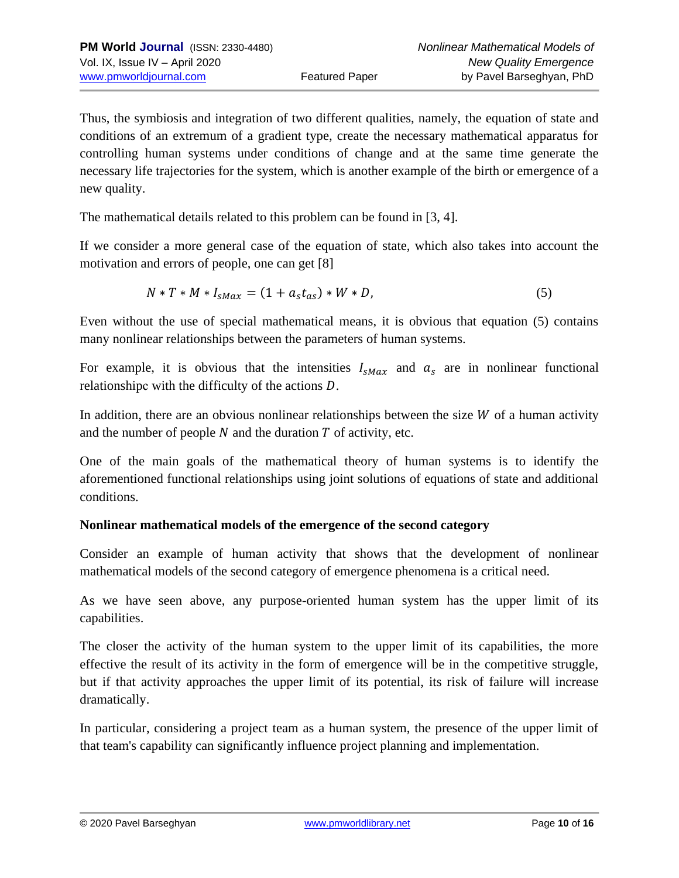Thus, the symbiosis and integration of two different qualities, namely, the equation of state and conditions of an extremum of a gradient type, create the necessary mathematical apparatus for controlling human systems under conditions of change and at the same time generate the necessary life trajectories for the system, which is another example of the birth or emergence of a new quality.

The mathematical details related to this problem can be found in [3, 4].

If we consider a more general case of the equation of state, which also takes into account the motivation and errors of people, one can get [8]

$$N * T * M * I_{sMax} = (1 + a_s t_{as}) * W * D, \tag{5}$$

Even without the use of special mathematical means, it is obvious that equation (5) contains many nonlinear relationships between the parameters of human systems.

For example, it is obvious that the intensities $I_{sMax}$ and $a_s$ are in nonlinear functional relationshipc with the difficulty of the actions $D$.

In addition, there are an obvious nonlinear relationships between the size $W$ of a human activity and the number of people $N$ and the duration $T$ of activity, etc.

One of the main goals of the mathematical theory of human systems is to identify the aforementioned functional relationships using joint solutions of equations of state and additional conditions.

**Nonlinear mathematical models of the emergence of the second category**

Consider an example of human activity that shows that the development of nonlinear mathematical models of the second category of emergence phenomena is a critical need.

As we have seen above, any purpose-oriented human system has the upper limit of its capabilities.

The closer the activity of the human system to the upper limit of its capabilities, the more effective the result of its activity in the form of emergence will be in the competitive struggle, but if that activity approaches the upper limit of its potential, its risk of failure will increase dramatically.

In particular, considering a project team as a human system, the presence of the upper limit of that team's capability can significantly influence project planning and implementation.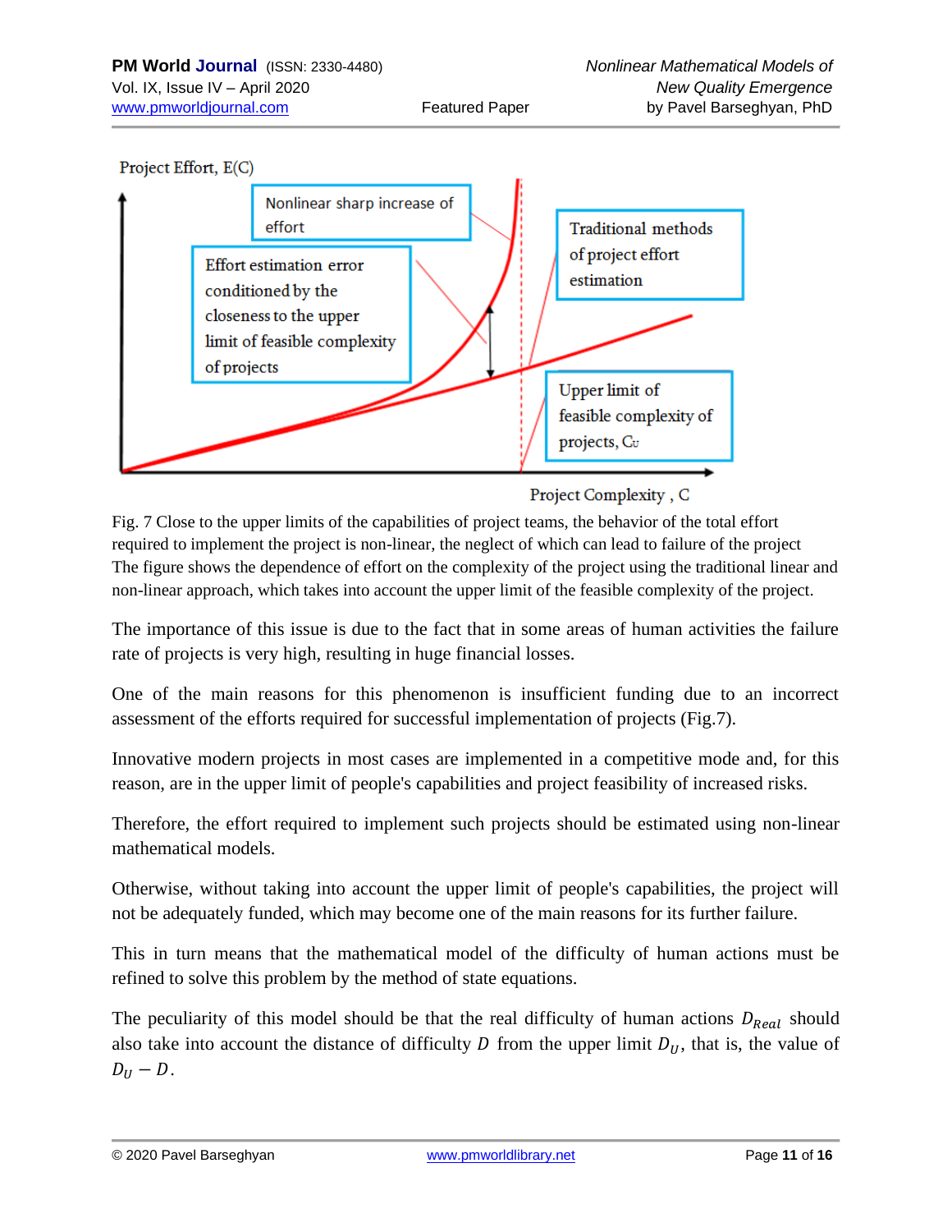Fig. 7 Close to the upper limits of the capabilities of project teams, the behavior of the total effort required to implement the project is non-linear, the neglect of which can lead to failure of the project The figure shows the dependence of effort on the complexity of the project using the traditional linear and non-linear approach, which takes into account the upper limit of the feasible complexity of the project.

The importance of this issue is due to the fact that in some areas of human activities the failure rate of projects is very high, resulting in huge financial losses.

One of the main reasons for this phenomenon is insufficient funding due to an incorrect assessment of the efforts required for successful implementation of projects (Fig.7).

Innovative modern projects in most cases are implemented in a competitive mode and, for this reason, are in the upper limit of people's capabilities and project feasibility of increased risks.

Therefore, the effort required to implement such projects should be estimated using non-linear mathematical models.

Otherwise, without taking into account the upper limit of people's capabilities, the project will not be adequately funded, which may become one of the main reasons for its further failure.

This in turn means that the mathematical model of the difficulty of human actions must be refined to solve this problem by the method of state equations.

The peculiarity of this model should be that the real difficulty of human actions $D_{Real}$ should also take into account the distance of difficulty $D$ from the upper limit $D_U$, that is, the value of $D_U - D$.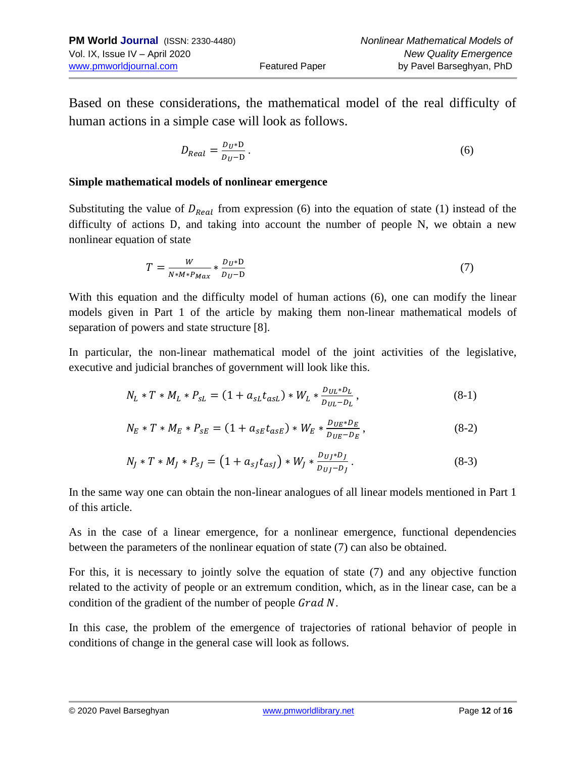Based on these considerations, the mathematical model of the real difficulty of human actions in a simple case will look as follows.

$$D_{Real} = \frac{D_U * \mathrm{D}}{D_U - \mathrm{D}} . \tag{6}$$

**Simple mathematical models of nonlinear emergence**

Substituting the value of $D_{Real}$ from expression (6) into the equation of state (1) instead of the difficulty of actions D, and taking into account the number of people N, we obtain a new nonlinear equation of state

$$T = \frac{W}{N * M * P_{Max}} * \frac{D_U * \mathrm{D}}{D_U - \mathrm{D}} \tag{7}$$

With this equation and the difficulty model of human actions (6), one can modify the linear models given in Part 1 of the article by making them non-linear mathematical models of separation of powers and state structure [8].

In particular, the non-linear mathematical model of the joint activities of the legislative, executive and judicial branches of government will look like this.

$$N_L * T * M_L * P_{sL} = (1 + a_{sL} t_{asL}) * W_L * \frac{D_{UL} * D_L}{D_{UL} - D_L} , \tag{8-1}$$

$$N_E * T * M_E * P_{sE} = (1 + a_{sE} t_{asE}) * W_E * \frac{D_{UE} * D_E}{D_{UE} - D_E} , \tag{8-2}$$

$$N_J * T * M_J * P_{sJ} = \left(1 + a_{sJ} t_{asJ}\right) * W_J * \frac{D_{UJ} * D_J}{D_{UJ} - D_J} . \tag{8-3}$$

In the same way one can obtain the non-linear analogues of all linear models mentioned in Part 1 of this article.

As in the case of a linear emergence, for a nonlinear emergence, functional dependencies between the parameters of the nonlinear equation of state (7) can also be obtained.

For this, it is necessary to jointly solve the equation of state (7) and any objective function related to the activity of people or an extremum condition, which, as in the linear case, can be a condition of the gradient of the number of people $Grad\ N$.

In this case, the problem of the emergence of trajectories of rational behavior of people in conditions of change in the general case will look as follows.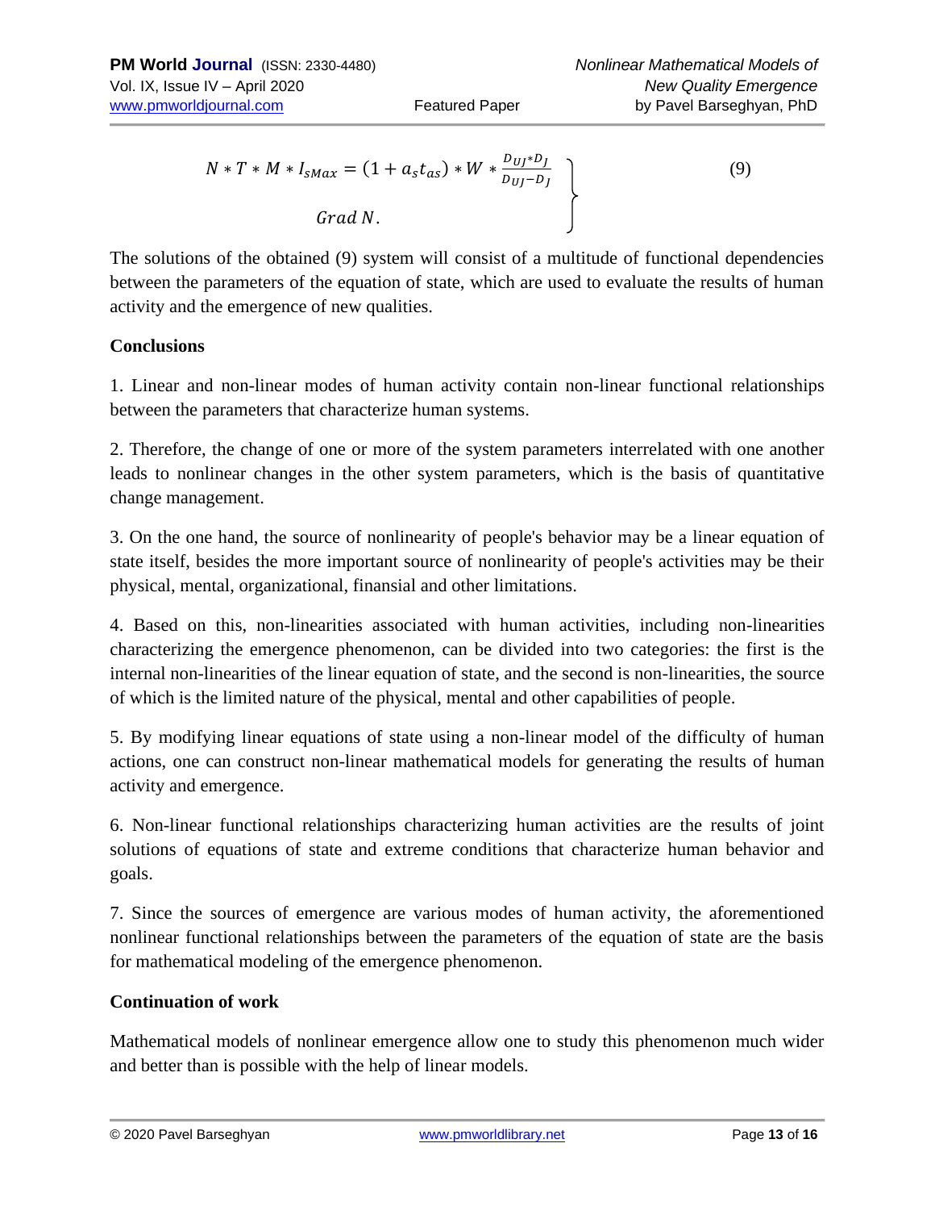$$
\left.
\begin{aligned}
N * T * M * I_{sMax} &= (1 + a_s t_{as}) * W * \frac{D_{UJ} * D_J}{D_{UJ} - D_J} \\
&Grad\,N.
\end{aligned}
\right\}
\qquad (9)
$$

The solutions of the obtained (9) system will consist of a multitude of functional dependencies between the parameters of the equation of state, which are used to evaluate the results of human activity and the emergence of new qualities.

**Conclusions**

1. Linear and non-linear modes of human activity contain non-linear functional relationships between the parameters that characterize human systems.

2. Therefore, the change of one or more of the system parameters interrelated with one another leads to nonlinear changes in the other system parameters, which is the basis of quantitative change management.

3. On the one hand, the source of nonlinearity of people's behavior may be a linear equation of state itself, besides the more important source of nonlinearity of people's activities may be their physical, mental, organizational, finansial and other limitations.

4. Based on this, non-linearities associated with human activities, including non-linearities characterizing the emergence phenomenon, can be divided into two categories: the first is the internal non-linearities of the linear equation of state, and the second is non-linearities, the source of which is the limited nature of the physical, mental and other capabilities of people.

5. By modifying linear equations of state using a non-linear model of the difficulty of human actions, one can construct non-linear mathematical models for generating the results of human activity and emergence.

6. Non-linear functional relationships characterizing human activities are the results of joint solutions of equations of state and extreme conditions that characterize human behavior and goals.

7. Since the sources of emergence are various modes of human activity, the aforementioned nonlinear functional relationships between the parameters of the equation of state are the basis for mathematical modeling of the emergence phenomenon.

**Continuation of work**

Mathematical models of nonlinear emergence allow one to study this phenomenon much wider and better than is possible with the help of linear models.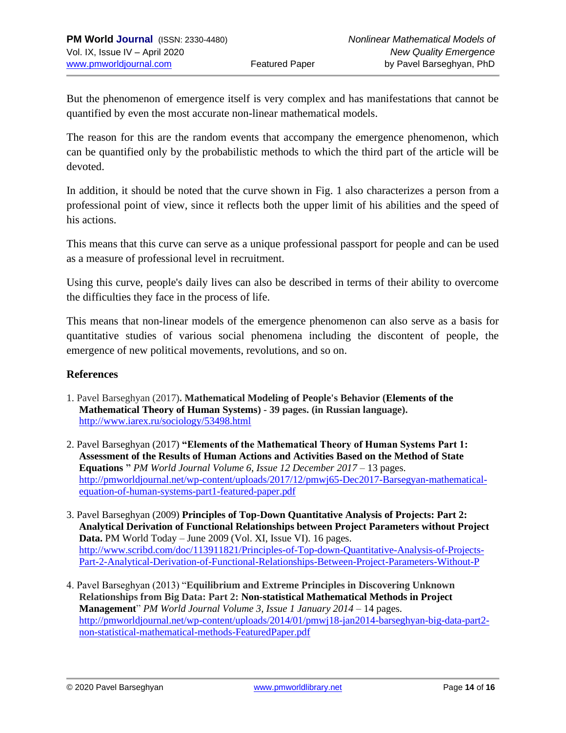But the phenomenon of emergence itself is very complex and has manifestations that cannot be quantified by even the most accurate non-linear mathematical models.

The reason for this are the random events that accompany the emergence phenomenon, which can be quantified only by the probabilistic methods to which the third part of the article will be devoted.

In addition, it should be noted that the curve shown in Fig. 1 also characterizes a person from a professional point of view, since it reflects both the upper limit of his abilities and the speed of his actions.

This means that this curve can serve as a unique professional passport for people and can be used as a measure of professional level in recruitment.

Using this curve, people's daily lives can also be described in terms of their ability to overcome the difficulties they face in the process of life.

This means that non-linear models of the emergence phenomenon can also serve as a basis for quantitative studies of various social phenomena including the discontent of people, the emergence of new political movements, revolutions, and so on.

## References

1. Pavel Barseghyan (2017). **Mathematical Modeling of People's Behavior (Elements of the Mathematical Theory of Human Systems) - 39 pages. (in Russian language).** http://www.iarex.ru/sociology/53498.html

2. Pavel Barseghyan (2017) **"Elements of the Mathematical Theory of Human Systems Part 1: Assessment of the Results of Human Actions and Activities Based on the Method of State Equations "** *PM World Journal Volume 6, Issue 12 December 2017* – 13 pages. http://pmworldjournal.net/wp-content/uploads/2017/12/pmwj65-Dec2017-Barsegyan-mathematical-equation-of-human-systems-part1-featured-paper.pdf

3. Pavel Barseghyan (2009) **Principles of Top-Down Quantitative Analysis of Projects: Part 2: Analytical Derivation of Functional Relationships between Project Parameters without Project Data.** PM World Today – June 2009 (Vol. XI, Issue VI). 16 pages. http://www.scribd.com/doc/113911821/Principles-of-Top-down-Quantitative-Analysis-of-Projects-Part-2-Analytical-Derivation-of-Functional-Relationships-Between-Project-Parameters-Without-P

4. Pavel Barseghyan (2013) "**Equilibrium and Extreme Principles in Discovering Unknown Relationships from Big Data: Part 2: Non-statistical Mathematical Methods in Project Management**" *PM World Journal Volume 3, Issue 1 January 2014* – 14 pages. http://pmworldjournal.net/wp-content/uploads/2014/01/pmwj18-jan2014-barseghyan-big-data-part2-non-statistical-mathematical-methods-FeaturedPaper.pdf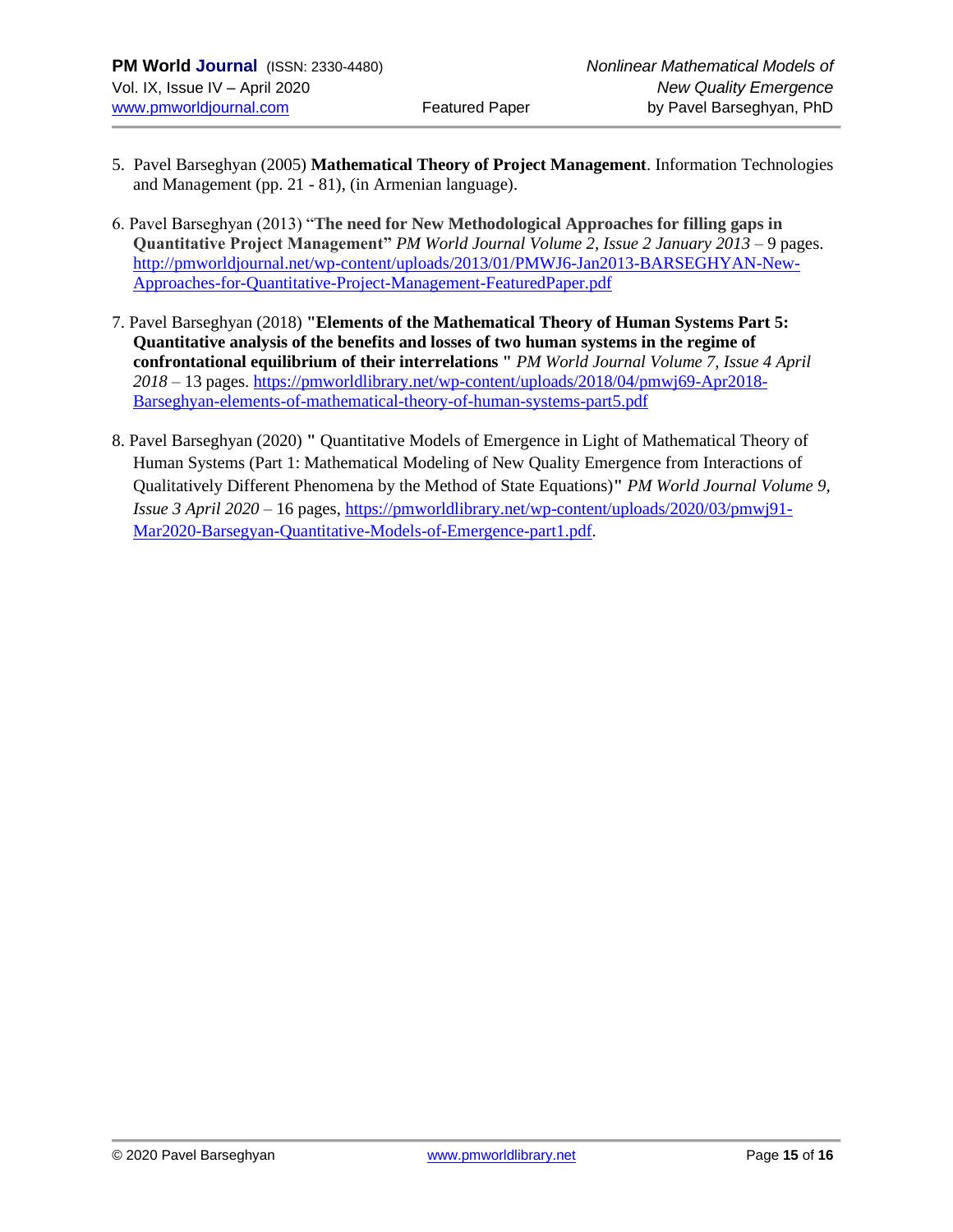5. Pavel Barseghyan (2005) **Mathematical Theory of Project Management**. Information Technologies and Management (pp. 21 - 81), (in Armenian language).

6. Pavel Barseghyan (2013) "**The need for New Methodological Approaches for filling gaps in Quantitative Project Management**" *PM World Journal Volume 2, Issue 2 January 2013* – 9 pages. [http://pmworldjournal.net/wp-content/uploads/2013/01/PMWJ6-Jan2013-BARSEGHYAN-New-Approaches-for-Quantitative-Project-Management-FeaturedPaper.pdf](http://pmworldjournal.net/wp-content/uploads/2013/01/PMWJ6-Jan2013-BARSEGHYAN-New-Approaches-for-Quantitative-Project-Management-FeaturedPaper.pdf)

7. Pavel Barseghyan (2018) **"Elements of the Mathematical Theory of Human Systems Part 5: Quantitative analysis of the benefits and losses of two human systems in the regime of confrontational equilibrium of their interrelations "** *PM World Journal Volume 7, Issue 4 April 2018* – 13 pages. [https://pmworldlibrary.net/wp-content/uploads/2018/04/pmwj69-Apr2018-Barseghyan-elements-of-mathematical-theory-of-human-systems-part5.pdf](https://pmworldlibrary.net/wp-content/uploads/2018/04/pmwj69-Apr2018-Barseghyan-elements-of-mathematical-theory-of-human-systems-part5.pdf)

8. Pavel Barseghyan (2020) **"** Quantitative Models of Emergence in Light of Mathematical Theory of Human Systems (Part 1: Mathematical Modeling of New Quality Emergence from Interactions of Qualitatively Different Phenomena by the Method of State Equations)**"** *PM World Journal Volume 9, Issue 3 April 2020* – 16 pages, [https://pmworldlibrary.net/wp-content/uploads/2020/03/pmwj91-Mar2020-Barsegyan-Quantitative-Models-of-Emergence-part1.pdf](https://pmworldlibrary.net/wp-content/uploads/2020/03/pmwj91-Mar2020-Barsegyan-Quantitative-Models-of-Emergence-part1.pdf).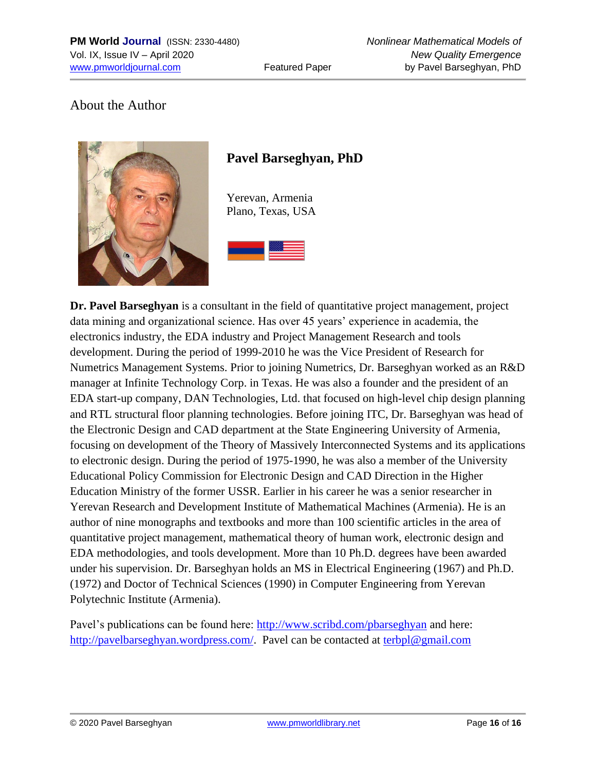## About the Author

### Pavel Barseghyan, PhD

Yerevan, Armenia
Plano, Texas, USA

**Dr. Pavel Barseghyan** is a consultant in the field of quantitative project management, project data mining and organizational science. Has over 45 years' experience in academia, the electronics industry, the EDA industry and Project Management Research and tools development. During the period of 1999-2010 he was the Vice President of Research for Numetrics Management Systems. Prior to joining Numetrics, Dr. Barseghyan worked as an R&D manager at Infinite Technology Corp. in Texas. He was also a founder and the president of an EDA start-up company, DAN Technologies, Ltd. that focused on high-level chip design planning and RTL structural floor planning technologies. Before joining ITC, Dr. Barseghyan was head of the Electronic Design and CAD department at the State Engineering University of Armenia, focusing on development of the Theory of Massively Interconnected Systems and its applications to electronic design. During the period of 1975-1990, he was also a member of the University Educational Policy Commission for Electronic Design and CAD Direction in the Higher Education Ministry of the former USSR. Earlier in his career he was a senior researcher in Yerevan Research and Development Institute of Mathematical Machines (Armenia). He is an author of nine monographs and textbooks and more than 100 scientific articles in the area of quantitative project management, mathematical theory of human work, electronic design and EDA methodologies, and tools development. More than 10 Ph.D. degrees have been awarded under his supervision. Dr. Barseghyan holds an MS in Electrical Engineering (1967) and Ph.D. (1972) and Doctor of Technical Sciences (1990) in Computer Engineering from Yerevan Polytechnic Institute (Armenia).

Pavel's publications can be found here: http://www.scribd.com/pbarseghyan and here: http://pavelbarseghyan.wordpress.com/. Pavel can be contacted at terbpl@gmail.com